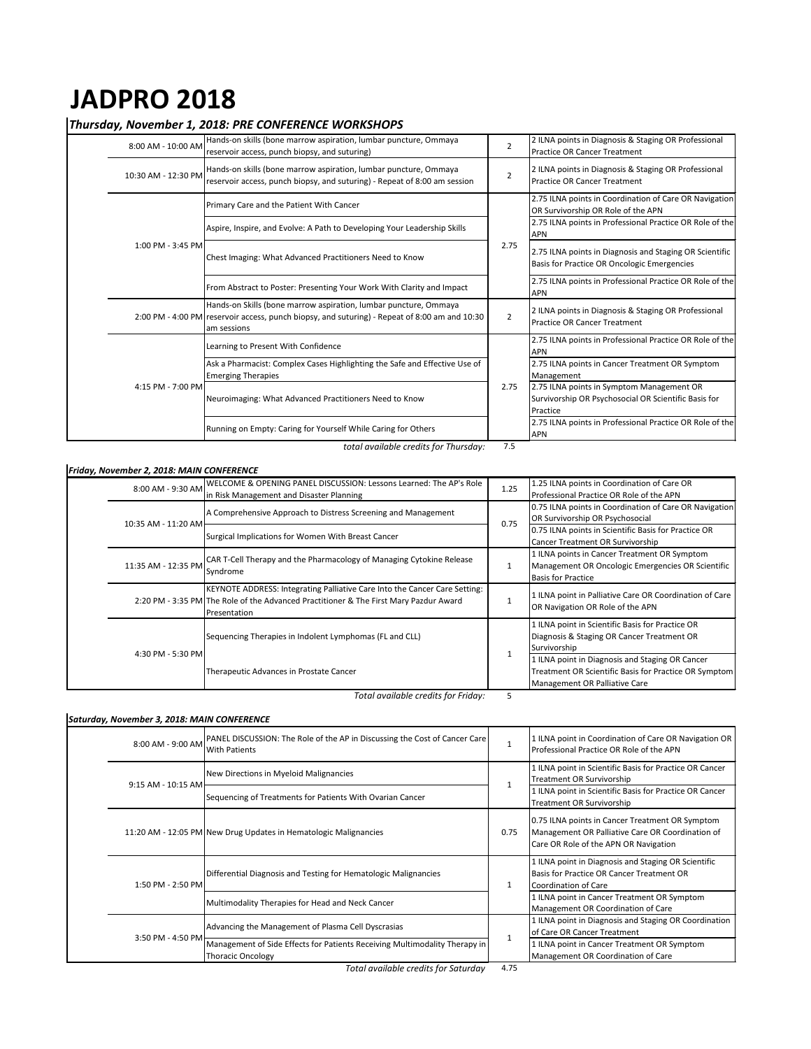# JADPRO 2018

### *Thursday, November 1, 2018: PRE CONFERENCE WORKSHOPS*

| Time | Session | Credits | ILNA Points |
|---|---|---|---|
| 8:00 AM - 10:00 AM | Hands-on skills (bone marrow aspiration, lumbar puncture, Ommaya reservoir access, punch biopsy, and suturing) | 2 | 2 ILNA points in Diagnosis & Staging OR Professional Practice OR Cancer Treatment |
| 10:30 AM - 12:30 PM | Hands-on skills (bone marrow aspiration, lumbar puncture, Ommaya reservoir access, punch biopsy, and suturing) - Repeat of 8:00 am session | 2 | 2 ILNA points in Diagnosis & Staging OR Professional Practice OR Cancer Treatment |
| 1:00 PM - 3:45 PM | Primary Care and the Patient With Cancer | 2.75 | 2.75 ILNA points in Coordination of Care OR Navigation OR Survivorship OR Role of the APN |
| | Aspire, Inspire, and Evolve: A Path to Developing Your Leadership Skills | | 2.75 ILNA points in Professional Practice OR Role of the APN |
| | Chest Imaging: What Advanced Practitioners Need to Know | | 2.75 ILNA points in Diagnosis and Staging OR Scientific Basis for Practice OR Oncologic Emergencies |
| | From Abstract to Poster: Presenting Your Work With Clarity and Impact | | 2.75 ILNA points in Professional Practice OR Role of the APN |
| 2:00 PM - 4:00 PM | Hands-on Skills (bone marrow aspiration, lumbar puncture, Ommaya reservoir access, punch biopsy, and suturing) - Repeat of 8:00 am and 10:30 am sessions | 2 | 2 ILNA points in Diagnosis & Staging OR Professional Practice OR Cancer Treatment |
| 4:15 PM - 7:00 PM | Learning to Present With Confidence | 2.75 | 2.75 ILNA points in Professional Practice OR Role of the APN |
| | Ask a Pharmacist: Complex Cases Highlighting the Safe and Effective Use of Emerging Therapies | | 2.75 ILNA points in Cancer Treatment OR Symptom Management |
| | Neuroimaging: What Advanced Practitioners Need to Know | | 2.75 ILNA points in Symptom Management OR Survivorship OR Psychosocial OR Scientific Basis for Practice |
| | Running on Empty: Caring for Yourself While Caring for Others | | 2.75 ILNA points in Professional Practice OR Role of the APN |
| | *total available credits for Thursday:* | 7.5 | |

### *Friday, November 2, 2018: MAIN CONFERENCE*

| Time | Session | Credits | ILNA Points |
|---|---|---|---|
| 8:00 AM - 9:30 AM | WELCOME & OPENING PANEL DISCUSSION: Lessons Learned: The AP's Role in Risk Management and Disaster Planning | 1.25 | 1.25 ILNA points in Coordination of Care OR Professional Practice OR Role of the APN |
| 10:35 AM - 11:20 AM | A Comprehensive Approach to Distress Screening and Management | 0.75 | 0.75 ILNA points in Coordination of Care OR Navigation OR Survivorship OR Psychosocial |
| | Surgical Implications for Women With Breast Cancer | | 0.75 ILNA points in Scientific Basis for Practice OR Cancer Treatment OR Survivorship |
| 11:35 AM - 12:35 PM | CAR T-Cell Therapy and the Pharmacology of Managing Cytokine Release Syndrome | 1 | 1 ILNA points in Cancer Treatment OR Symptom Management OR Oncologic Emergencies OR Scientific Basis for Practice |
| 2:20 PM - 3:35 PM | KEYNOTE ADDRESS: Integrating Palliative Care Into the Cancer Care Setting: The Role of the Advanced Practitioner & The First Mary Pazdur Award Presentation | 1 | 1 ILNA point in Palliative Care OR Coordination of Care OR Navigation OR Role of the APN |
| 4:30 PM - 5:30 PM | Sequencing Therapies in Indolent Lymphomas (FL and CLL) | 1 | 1 ILNA point in Scientific Basis for Practice OR Diagnosis & Staging OR Cancer Treatment OR Survivorship |
| | Therapeutic Advances in Prostate Cancer | | 1 ILNA point in Diagnosis and Staging OR Cancer Treatment OR Scientific Basis for Practice OR Symptom Management OR Palliative Care |
| | *Total available credits for Friday:* | 5 | |

### *Saturday, November 3, 2018: MAIN CONFERENCE*

| Time | Session | Credits | ILNA Points |
|---|---|---|---|
| 8:00 AM - 9:00 AM | PANEL DISCUSSION: The Role of the AP in Discussing the Cost of Cancer Care With Patients | 1 | 1 ILNA point in Coordination of Care OR Navigation OR Professional Practice OR Role of the APN |
| 9:15 AM - 10:15 AM | New Directions in Myeloid Malignancies | 1 | 1 ILNA point in Scientific Basis for Practice OR Cancer Treatment OR Survivorship |
| | Sequencing of Treatments for Patients With Ovarian Cancer | | 1 ILNA point in Scientific Basis for Practice OR Cancer Treatment OR Survivorship |
| 11:20 AM - 12:05 PM | New Drug Updates in Hematologic Malignancies | 0.75 | 0.75 ILNA points in Cancer Treatment OR Symptom Management OR Palliative Care OR Coordination of Care OR Role of the APN OR Navigation |
| 1:50 PM - 2:50 PM | Differential Diagnosis and Testing for Hematologic Malignancies | 1 | 1 ILNA point in Diagnosis and Staging OR Scientific Basis for Practice OR Cancer Treatment OR Coordination of Care |
| | Multimodality Therapies for Head and Neck Cancer | | 1 ILNA point in Cancer Treatment OR Symptom Management OR Coordination of Care |
| 3:50 PM - 4:50 PM | Advancing the Management of Plasma Cell Dyscrasias | 1 | 1 ILNA point in Diagnosis and Staging OR Coordination of Care OR Cancer Treatment |
| | Management of Side Effects for Patients Receiving Multimodality Therapy in Thoracic Oncology | | 1 ILNA point in Cancer Treatment OR Symptom Management OR Coordination of Care |
| | *Total available credits for Saturday* | 4.75 | |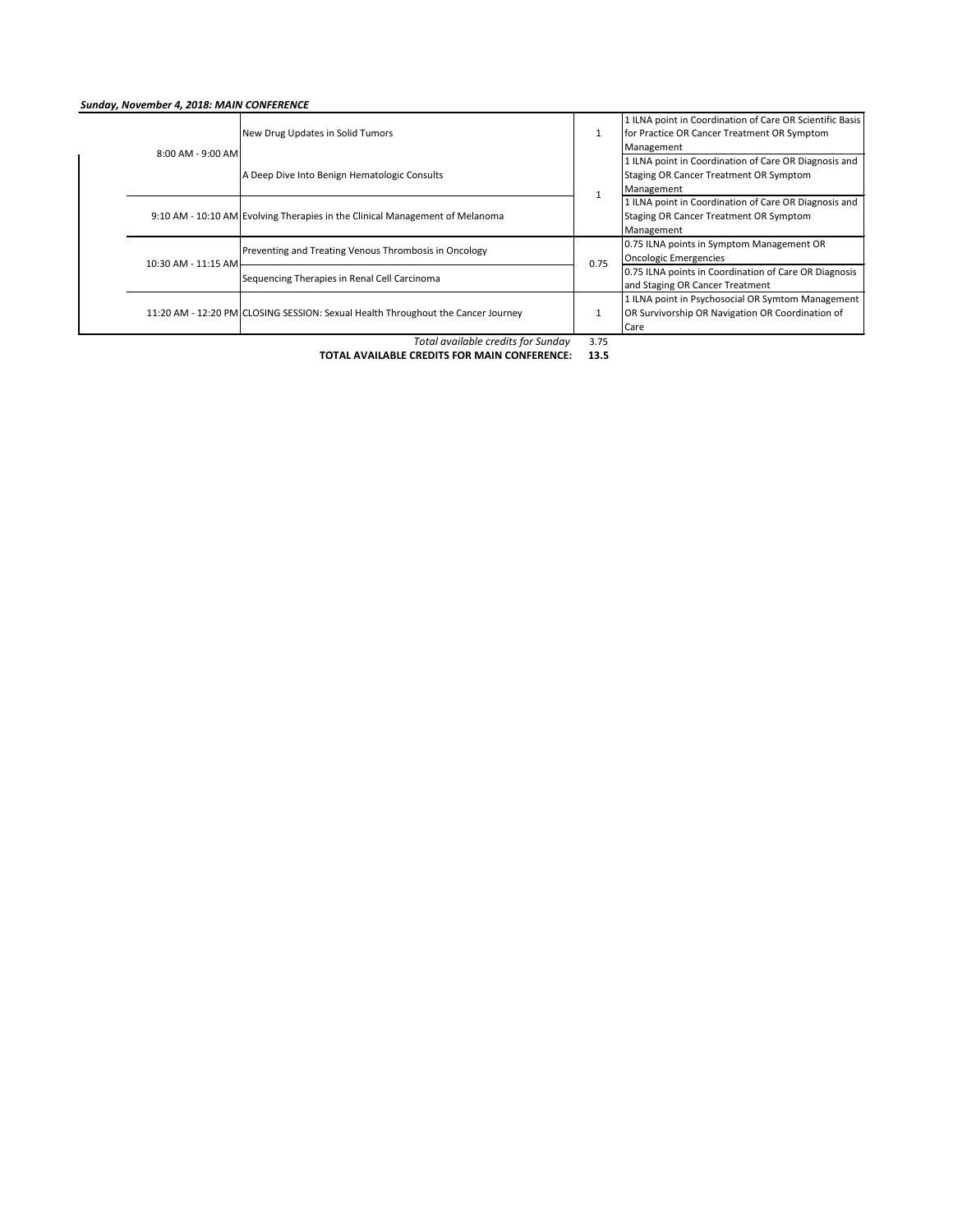***Sunday, November 4, 2018: MAIN CONFERENCE***

| | | | |
|---|---|---|---|
| 8:00 AM - 9:00 AM | New Drug Updates in Solid Tumors | 1 | 1 ILNA point in Coordination of Care OR Scientific Basis for Practice OR Cancer Treatment OR Symptom Management |
| | A Deep Dive Into Benign Hematologic Consults | 1 | 1 ILNA point in Coordination of Care OR Diagnosis and Staging OR Cancer Treatment OR Symptom Management |
| 9:10 AM - 10:10 AM | Evolving Therapies in the Clinical Management of Melanoma | | 1 ILNA point in Coordination of Care OR Diagnosis and Staging OR Cancer Treatment OR Symptom Management |
| 10:30 AM - 11:15 AM | Preventing and Treating Venous Thrombosis in Oncology | 0.75 | 0.75 ILNA points in Symptom Management OR Oncologic Emergencies |
| | Sequencing Therapies in Renal Cell Carcinoma | | 0.75 ILNA points in Coordination of Care OR Diagnosis and Staging OR Cancer Treatment |
| 11:20 AM - 12:20 PM | CLOSING SESSION: Sexual Health Throughout the Cancer Journey | 1 | 1 ILNA point in Psychosocial OR Symtom Management OR Survivorship OR Navigation OR Coordination of Care |
| | *Total available credits for Sunday* | 3.75 | |
| | **TOTAL AVAILABLE CREDITS FOR MAIN CONFERENCE:** | **13.5** | |